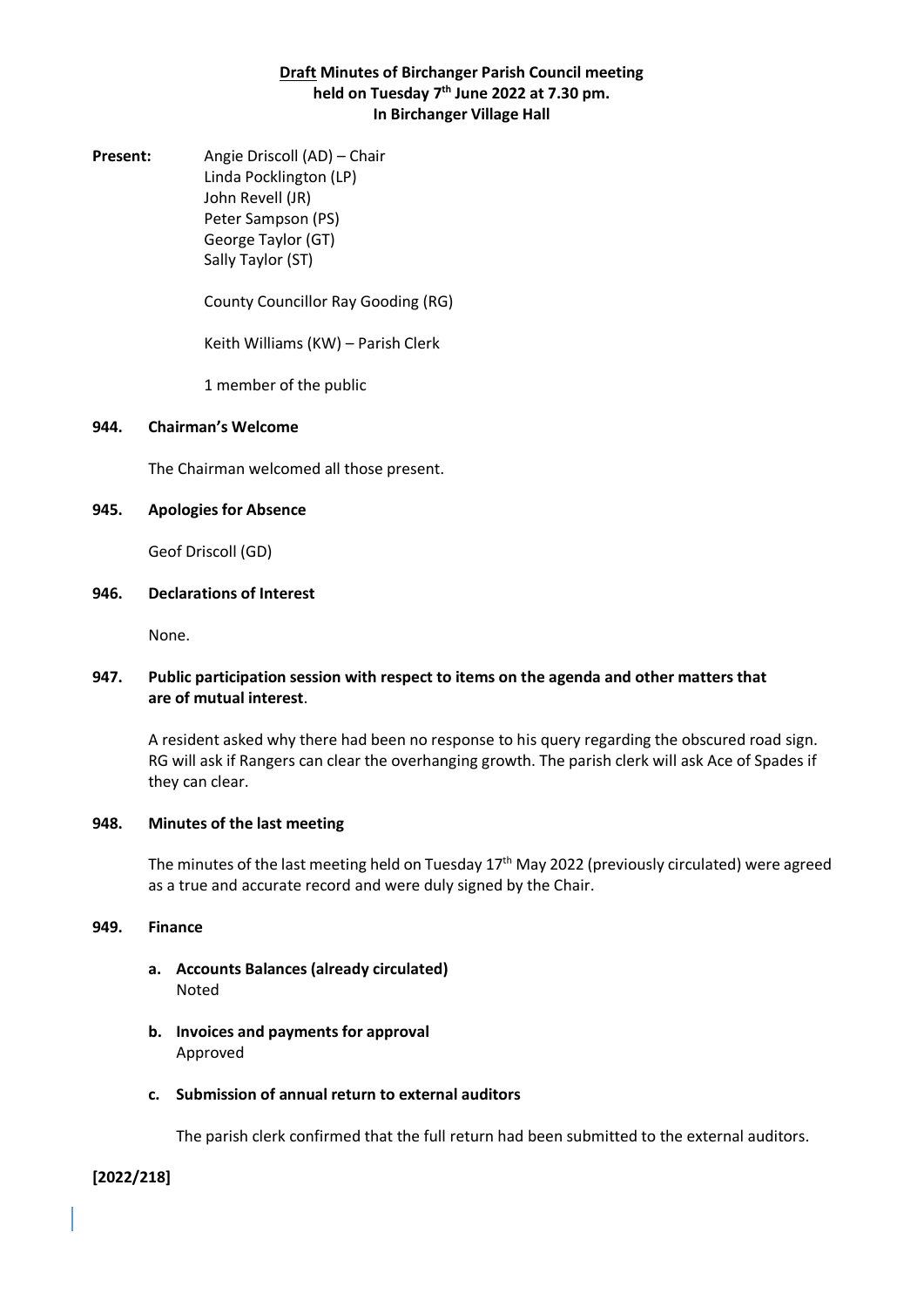# **Draft** Minutes of Birchanger Parish Council meeting held on Tuesday 7th June 2022 at 7.30 pm. In Birchanger Village Hall

**Present:** Angie Driscoll (AD) – Chair
Linda Pocklington (LP)
John Revell (JR)
Peter Sampson (PS)
George Taylor (GT)
Sally Taylor (ST)

County Councillor Ray Gooding (RG)

Keith Williams (KW) – Parish Clerk

1 member of the public

## 944. Chairman's Welcome

The Chairman welcomed all those present.

## 945. Apologies for Absence

Geof Driscoll (GD)

## 946. Declarations of Interest

None.

## 947. Public participation session with respect to items on the agenda and other matters that are of mutual interest.

A resident asked why there had been no response to his query regarding the obscured road sign. RG will ask if Rangers can clear the overhanging growth. The parish clerk will ask Ace of Spades if they can clear.

## 948. Minutes of the last meeting

The minutes of the last meeting held on Tuesday 17th May 2022 (previously circulated) were agreed as a true and accurate record and were duly signed by the Chair.

## 949. Finance

**a. Accounts Balances (already circulated)**
Noted

**b. Invoices and payments for approval**
Approved

**c. Submission of annual return to external auditors**

The parish clerk confirmed that the full return had been submitted to the external auditors.

**[2022/218]**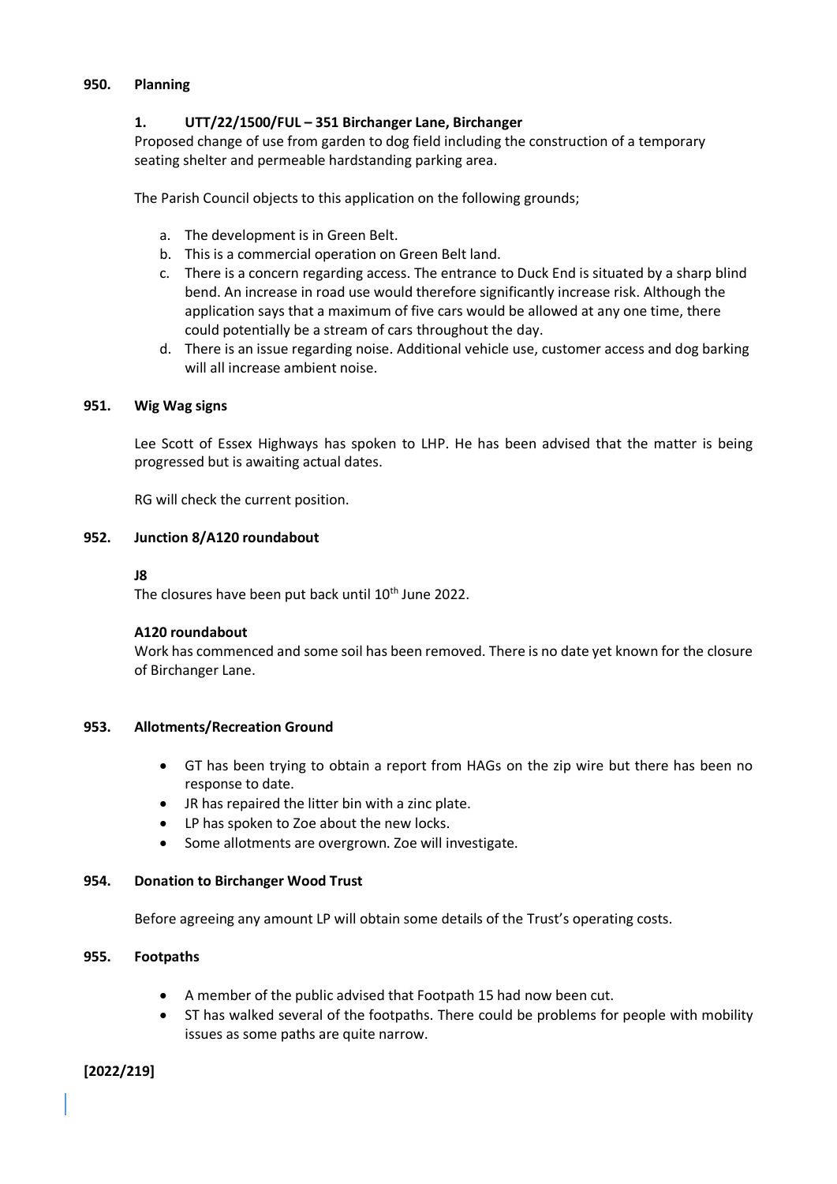## 950. Planning

### 1. UTT/22/1500/FUL – 351 Birchanger Lane, Birchanger

Proposed change of use from garden to dog field including the construction of a temporary seating shelter and permeable hardstanding parking area.

The Parish Council objects to this application on the following grounds;

a. The development is in Green Belt.
b. This is a commercial operation on Green Belt land.
c. There is a concern regarding access. The entrance to Duck End is situated by a sharp blind bend. An increase in road use would therefore significantly increase risk. Although the application says that a maximum of five cars would be allowed at any one time, there could potentially be a stream of cars throughout the day.
d. There is an issue regarding noise. Additional vehicle use, customer access and dog barking will all increase ambient noise.

## 951. Wig Wag signs

Lee Scott of Essex Highways has spoken to LHP. He has been advised that the matter is being progressed but is awaiting actual dates.

RG will check the current position.

## 952. Junction 8/A120 roundabout

**J8**

The closures have been put back until 10th June 2022.

**A120 roundabout**

Work has commenced and some soil has been removed. There is no date yet known for the closure of Birchanger Lane.

## 953. Allotments/Recreation Ground

- GT has been trying to obtain a report from HAGs on the zip wire but there has been no response to date.
- JR has repaired the litter bin with a zinc plate.
- LP has spoken to Zoe about the new locks.
- Some allotments are overgrown. Zoe will investigate.

## 954. Donation to Birchanger Wood Trust

Before agreeing any amount LP will obtain some details of the Trust's operating costs.

## 955. Footpaths

- A member of the public advised that Footpath 15 had now been cut.
- ST has walked several of the footpaths. There could be problems for people with mobility issues as some paths are quite narrow.

**[2022/219]**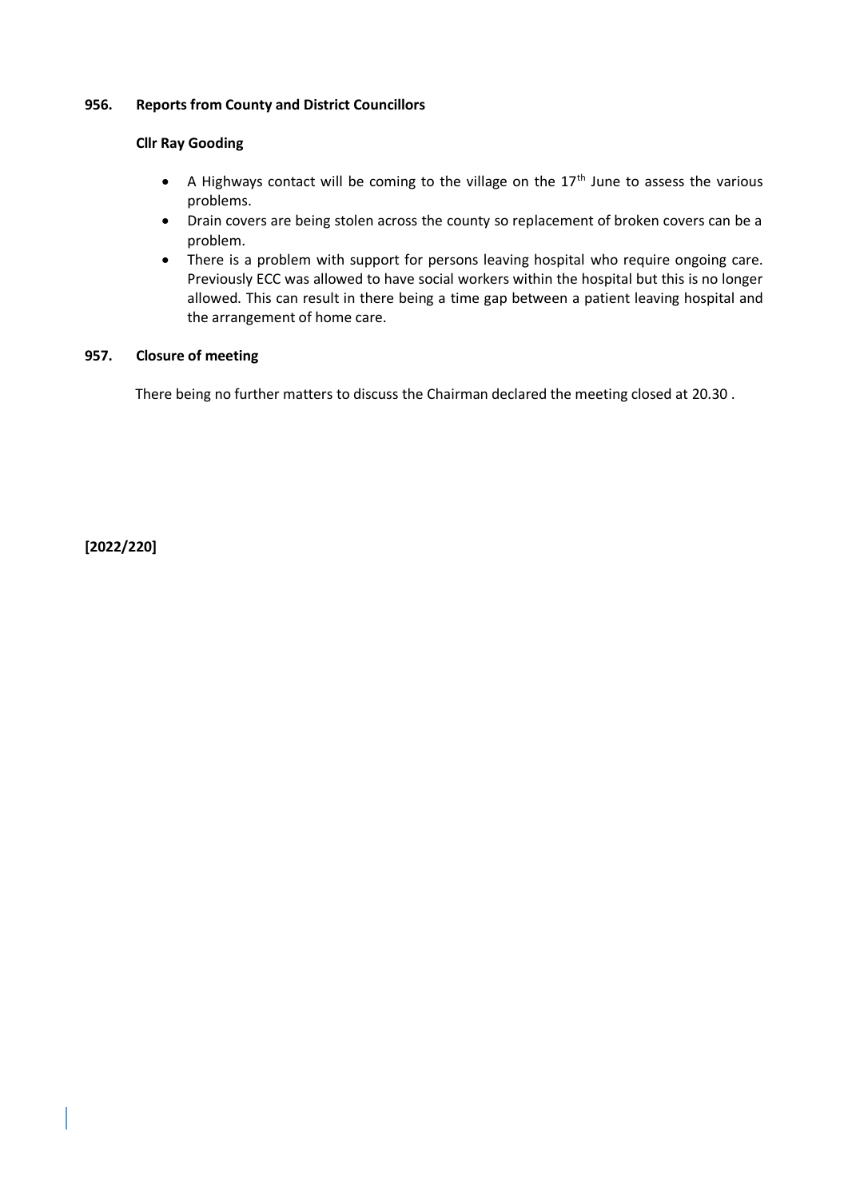**956. Reports from County and District Councillors**

**Cllr Ray Gooding**

- A Highways contact will be coming to the village on the 17th June to assess the various problems.
- Drain covers are being stolen across the county so replacement of broken covers can be a problem.
- There is a problem with support for persons leaving hospital who require ongoing care. Previously ECC was allowed to have social workers within the hospital but this is no longer allowed. This can result in there being a time gap between a patient leaving hospital and the arrangement of home care.

**957. Closure of meeting**

There being no further matters to discuss the Chairman declared the meeting closed at 20.30 .

**[2022/220]**